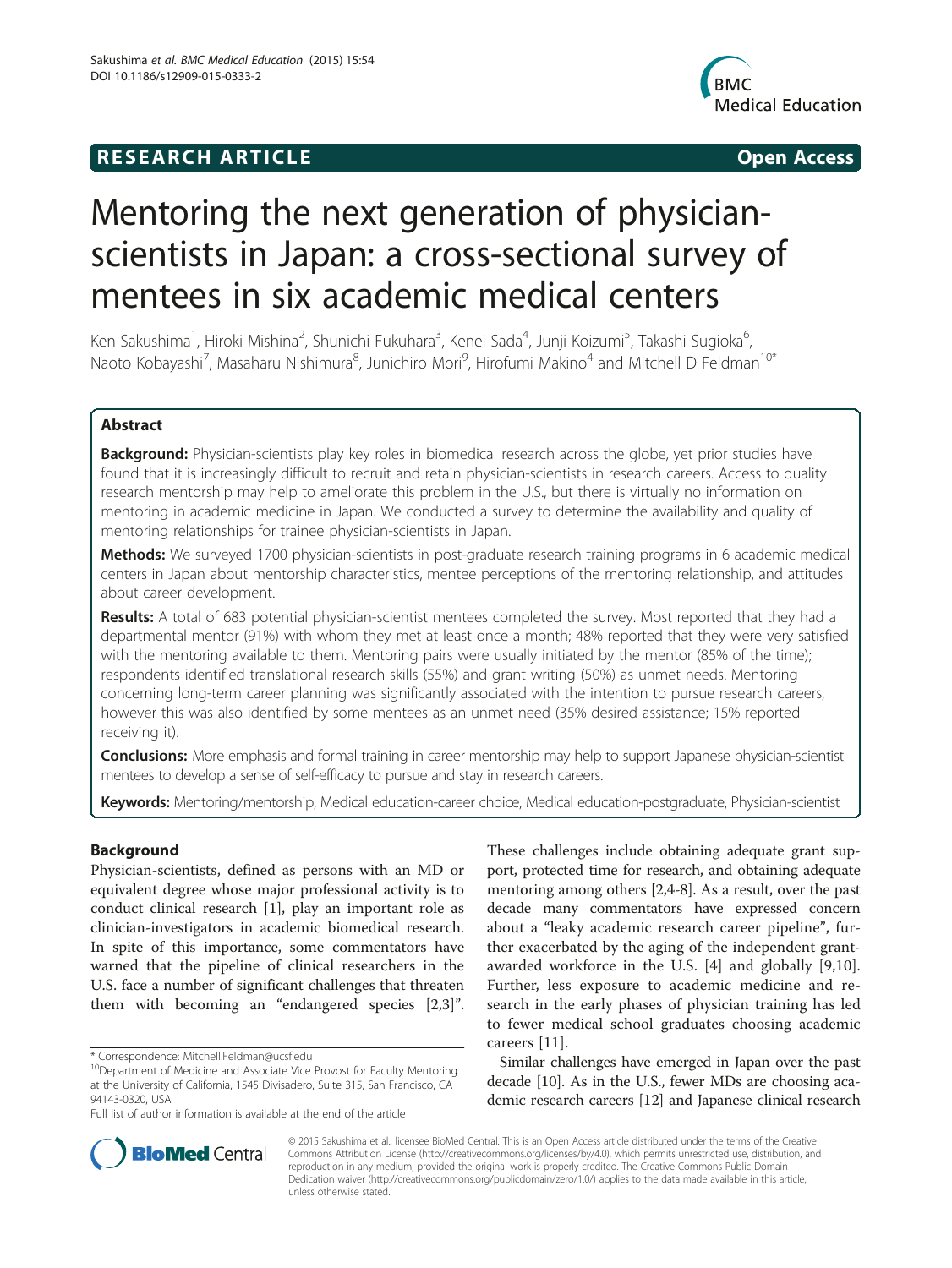**RESEARCH ARTICLE** **Open Access**

# Mentoring the next generation of physician-scientists in Japan: a cross-sectional survey of mentees in six academic medical centers

Ken Sakushima[1], Hiroki Mishina[2], Shunichi Fukuhara[3], Kenei Sada[4], Junji Koizumi[5], Takashi Sugioka[6], Naoto Kobayashi[7], Masaharu Nishimura[8], Junichiro Mori[9], Hirofumi Makino[4] and Mitchell D Feldman[10*]

## Abstract

**Background:** Physician-scientists play key roles in biomedical research across the globe, yet prior studies have found that it is increasingly difficult to recruit and retain physician-scientists in research careers. Access to quality research mentorship may help to ameliorate this problem in the U.S., but there is virtually no information on mentoring in academic medicine in Japan. We conducted a survey to determine the availability and quality of mentoring relationships for trainee physician-scientists in Japan.

**Methods:** We surveyed 1700 physician-scientists in post-graduate research training programs in 6 academic medical centers in Japan about mentorship characteristics, mentee perceptions of the mentoring relationship, and attitudes about career development.

**Results:** A total of 683 potential physician-scientist mentees completed the survey. Most reported that they had a departmental mentor (91%) with whom they met at least once a month; 48% reported that they were very satisfied with the mentoring available to them. Mentoring pairs were usually initiated by the mentor (85% of the time); respondents identified translational research skills (55%) and grant writing (50%) as unmet needs. Mentoring concerning long-term career planning was significantly associated with the intention to pursue research careers, however this was also identified by some mentees as an unmet need (35% desired assistance; 15% reported receiving it).

**Conclusions:** More emphasis and formal training in career mentorship may help to support Japanese physician-scientist mentees to develop a sense of self-efficacy to pursue and stay in research careers.

**Keywords:** Mentoring/mentorship, Medical education-career choice, Medical education-postgraduate, Physician-scientist

## Background

Physician-scientists, defined as persons with an MD or equivalent degree whose major professional activity is to conduct clinical research [1], play an important role as clinician-investigators in academic biomedical research. In spite of this importance, some commentators have warned that the pipeline of clinical researchers in the U.S. face a number of significant challenges that threaten them with becoming an "endangered species [2,3]". These challenges include obtaining adequate grant support, protected time for research, and obtaining adequate mentoring among others [2,4-8]. As a result, over the past decade many commentators have expressed concern about a "leaky academic research career pipeline", further exacerbated by the aging of the independent grant-awarded workforce in the U.S. [4] and globally [9,10]. Further, less exposure to academic medicine and research in the early phases of physician training has led to fewer medical school graduates choosing academic careers [11].

Similar challenges have emerged in Japan over the past decade [10]. As in the U.S., fewer MDs are choosing academic research careers [12] and Japanese clinical research

\* Correspondence: Mitchell.Feldman@ucsf.edu

[10]Department of Medicine and Associate Vice Provost for Faculty Mentoring at the University of California, 1545 Divisadero, Suite 315, San Francisco, CA 94143-0320, USA

Full list of author information is available at the end of the article

© 2015 Sakushima et al.; licensee BioMed Central. This is an Open Access article distributed under the terms of the Creative Commons Attribution License (http://creativecommons.org/licenses/by/4.0), which permits unrestricted use, distribution, and reproduction in any medium, provided the original work is properly credited. The Creative Commons Public Domain Dedication waiver (http://creativecommons.org/publicdomain/zero/1.0/) applies to the data made available in this article, unless otherwise stated.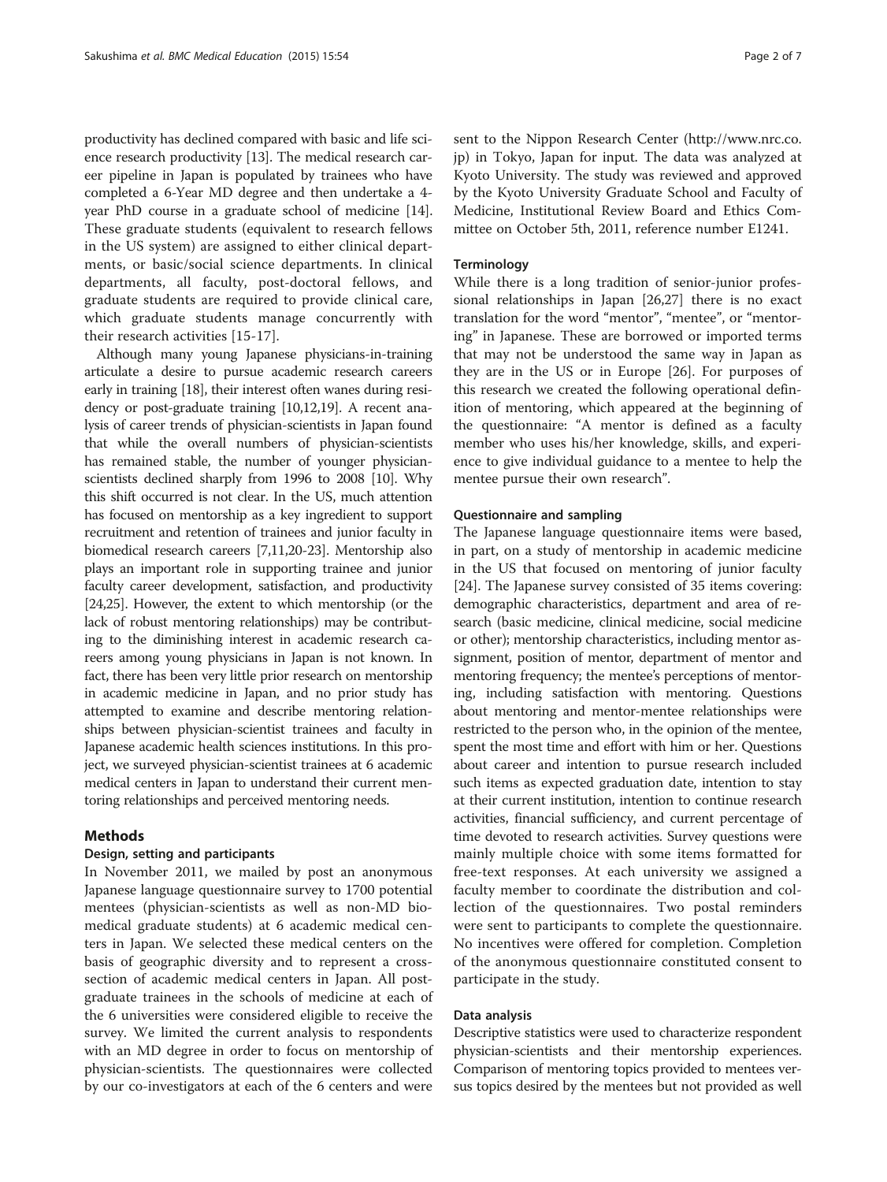productivity has declined compared with basic and life science research productivity [13]. The medical research career pipeline in Japan is populated by trainees who have completed a 6-Year MD degree and then undertake a 4-year PhD course in a graduate school of medicine [14]. These graduate students (equivalent to research fellows in the US system) are assigned to either clinical departments, or basic/social science departments. In clinical departments, all faculty, post-doctoral fellows, and graduate students are required to provide clinical care, which graduate students manage concurrently with their research activities [15-17].

Although many young Japanese physicians-in-training articulate a desire to pursue academic research careers early in training [18], their interest often wanes during residency or post-graduate training [10,12,19]. A recent analysis of career trends of physician-scientists in Japan found that while the overall numbers of physician-scientists has remained stable, the number of younger physician-scientists declined sharply from 1996 to 2008 [10]. Why this shift occurred is not clear. In the US, much attention has focused on mentorship as a key ingredient to support recruitment and retention of trainees and junior faculty in biomedical research careers [7,11,20-23]. Mentorship also plays an important role in supporting trainee and junior faculty career development, satisfaction, and productivity [24,25]. However, the extent to which mentorship (or the lack of robust mentoring relationships) may be contributing to the diminishing interest in academic research careers among young physicians in Japan is not known. In fact, there has been very little prior research on mentorship in academic medicine in Japan, and no prior study has attempted to examine and describe mentoring relationships between physician-scientist trainees and faculty in Japanese academic health sciences institutions. In this project, we surveyed physician-scientist trainees at 6 academic medical centers in Japan to understand their current mentoring relationships and perceived mentoring needs.

## Methods

### Design, setting and participants

In November 2011, we mailed by post an anonymous Japanese language questionnaire survey to 1700 potential mentees (physician-scientists as well as non-MD biomedical graduate students) at 6 academic medical centers in Japan. We selected these medical centers on the basis of geographic diversity and to represent a cross-section of academic medical centers in Japan. All post-graduate trainees in the schools of medicine at each of the 6 universities were considered eligible to receive the survey. We limited the current analysis to respondents with an MD degree in order to focus on mentorship of physician-scientists. The questionnaires were collected by our co-investigators at each of the 6 centers and were sent to the Nippon Research Center (http://www.nrc.co.jp) in Tokyo, Japan for input. The data was analyzed at Kyoto University. The study was reviewed and approved by the Kyoto University Graduate School and Faculty of Medicine, Institutional Review Board and Ethics Committee on October 5th, 2011, reference number E1241.

### Terminology

While there is a long tradition of senior-junior professional relationships in Japan [26,27] there is no exact translation for the word "mentor", "mentee", or "mentoring" in Japanese. These are borrowed or imported terms that may not be understood the same way in Japan as they are in the US or in Europe [26]. For purposes of this research we created the following operational definition of mentoring, which appeared at the beginning of the questionnaire: "A mentor is defined as a faculty member who uses his/her knowledge, skills, and experience to give individual guidance to a mentee to help the mentee pursue their own research".

### Questionnaire and sampling

The Japanese language questionnaire items were based, in part, on a study of mentorship in academic medicine in the US that focused on mentoring of junior faculty [24]. The Japanese survey consisted of 35 items covering: demographic characteristics, department and area of research (basic medicine, clinical medicine, social medicine or other); mentorship characteristics, including mentor assignment, position of mentor, department of mentor and mentoring frequency; the mentee's perceptions of mentoring, including satisfaction with mentoring. Questions about mentoring and mentor-mentee relationships were restricted to the person who, in the opinion of the mentee, spent the most time and effort with him or her. Questions about career and intention to pursue research included such items as expected graduation date, intention to stay at their current institution, intention to continue research activities, financial sufficiency, and current percentage of time devoted to research activities. Survey questions were mainly multiple choice with some items formatted for free-text responses. At each university we assigned a faculty member to coordinate the distribution and collection of the questionnaires. Two postal reminders were sent to participants to complete the questionnaire. No incentives were offered for completion. Completion of the anonymous questionnaire constituted consent to participate in the study.

### Data analysis

Descriptive statistics were used to characterize respondent physician-scientists and their mentorship experiences. Comparison of mentoring topics provided to mentees versus topics desired by the mentees but not provided as well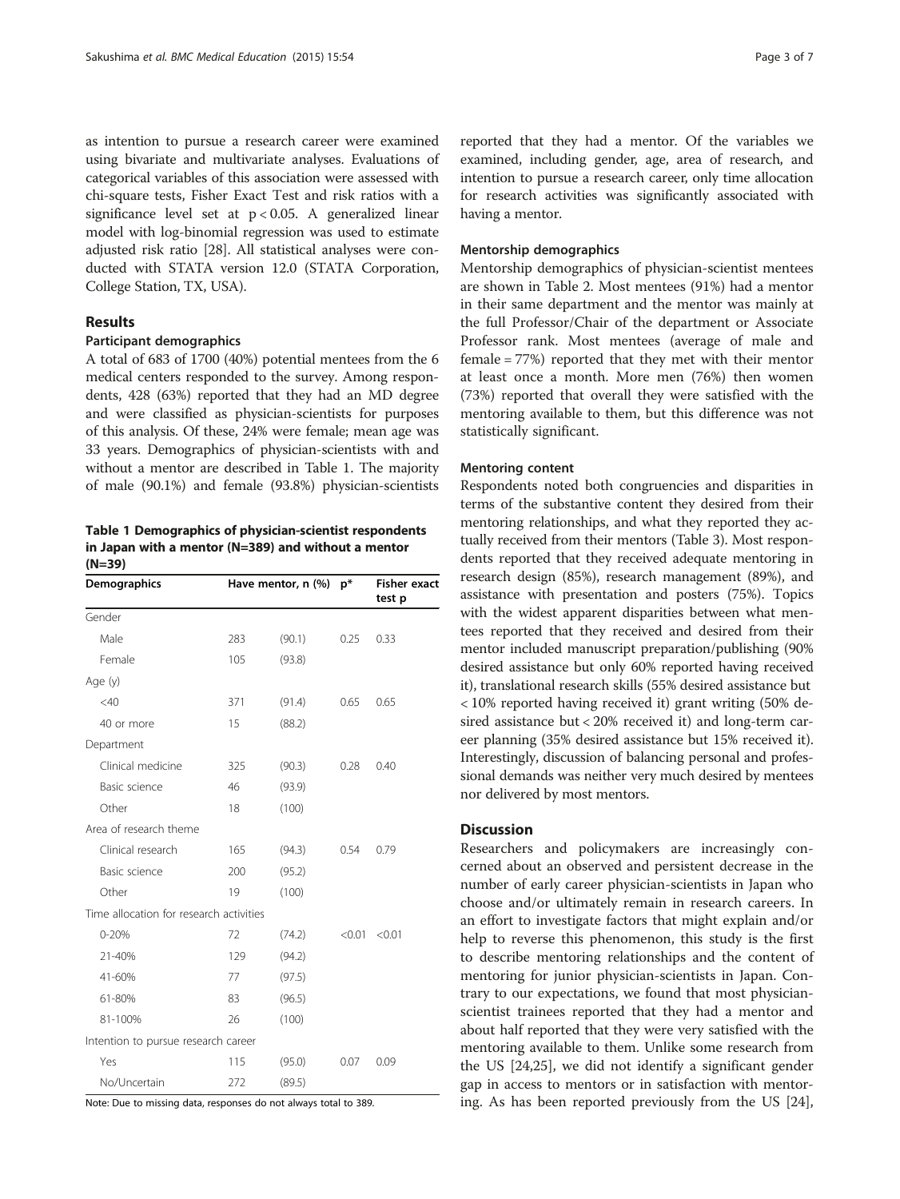as intention to pursue a research career were examined using bivariate and multivariate analyses. Evaluations of categorical variables of this association were assessed with chi-square tests, Fisher Exact Test and risk ratios with a significance level set at $p < 0.05$. A generalized linear model with log-binomial regression was used to estimate adjusted risk ratio [28]. All statistical analyses were conducted with STATA version 12.0 (STATA Corporation, College Station, TX, USA).

## Results

### Participant demographics

A total of 683 of 1700 (40%) potential mentees from the 6 medical centers responded to the survey. Among respondents, 428 (63%) reported that they had an MD degree and were classified as physician-scientists for purposes of this analysis. Of these, 24% were female; mean age was 33 years. Demographics of physician-scientists with and without a mentor are described in Table 1. The majority of male (90.1%) and female (93.8%) physician-scientists reported that they had a mentor. Of the variables we examined, including gender, age, area of research, and intention to pursue a research career, only time allocation for research activities was significantly associated with having a mentor.

**Table 1 Demographics of physician-scientist respondents in Japan with a mentor (N=389) and without a mentor (N=39)**

| Demographics | Have mentor, n (%) | | p* | Fisher exact test p |
|---|---|---|---|---|
| Gender | | | | |
| Male | 283 | (90.1) | 0.25 | 0.33 |
| Female | 105 | (93.8) | | |
| Age (y) | | | | |
| <40 | 371 | (91.4) | 0.65 | 0.65 |
| 40 or more | 15 | (88.2) | | |
| Department | | | | |
| Clinical medicine | 325 | (90.3) | 0.28 | 0.40 |
| Basic science | 46 | (93.9) | | |
| Other | 18 | (100) | | |
| Area of research theme | | | | |
| Clinical research | 165 | (94.3) | 0.54 | 0.79 |
| Basic science | 200 | (95.2) | | |
| Other | 19 | (100) | | |
| Time allocation for research activities | | | | |
| 0-20% | 72 | (74.2) | <0.01 | <0.01 |
| 21-40% | 129 | (94.2) | | |
| 41-60% | 77 | (97.5) | | |
| 61-80% | 83 | (96.5) | | |
| 81-100% | 26 | (100) | | |
| Intention to pursue research career | | | | |
| Yes | 115 | (95.0) | 0.07 | 0.09 |
| No/Uncertain | 272 | (89.5) | | |

Note: Due to missing data, responses do not always total to 389.

### Mentorship demographics

Mentorship demographics of physician-scientist mentees are shown in Table 2. Most mentees (91%) had a mentor in their same department and the mentor was mainly at the full Professor/Chair of the department or Associate Professor rank. Most mentees (average of male and female = 77%) reported that they met with their mentor at least once a month. More men (76%) then women (73%) reported that overall they were satisfied with the mentoring available to them, but this difference was not statistically significant.

### Mentoring content

Respondents noted both congruencies and disparities in terms of the substantive content they desired from their mentoring relationships, and what they reported they actually received from their mentors (Table 3). Most respondents reported that they received adequate mentoring in research design (85%), research management (89%), and assistance with presentation and posters (75%). Topics with the widest apparent disparities between what mentees reported that they received and desired from their mentor included manuscript preparation/publishing (90% desired assistance but only 60% reported having received it), translational research skills (55% desired assistance but < 10% reported having received it) grant writing (50% desired assistance but < 20% received it) and long-term career planning (35% desired assistance but 15% received it). Interestingly, discussion of balancing personal and professional demands was neither very much desired by mentees nor delivered by most mentors.

## Discussion

Researchers and policymakers are increasingly concerned about an observed and persistent decrease in the number of early career physician-scientists in Japan who choose and/or ultimately remain in research careers. In an effort to investigate factors that might explain and/or help to reverse this phenomenon, this study is the first to describe mentoring relationships and the content of mentoring for junior physician-scientists in Japan. Contrary to our expectations, we found that most physician-scientist trainees reported that they had a mentor and about half reported that they were very satisfied with the mentoring available to them. Unlike some research from the US [24,25], we did not identify a significant gender gap in access to mentors or in satisfaction with mentoring. As has been reported previously from the US [24],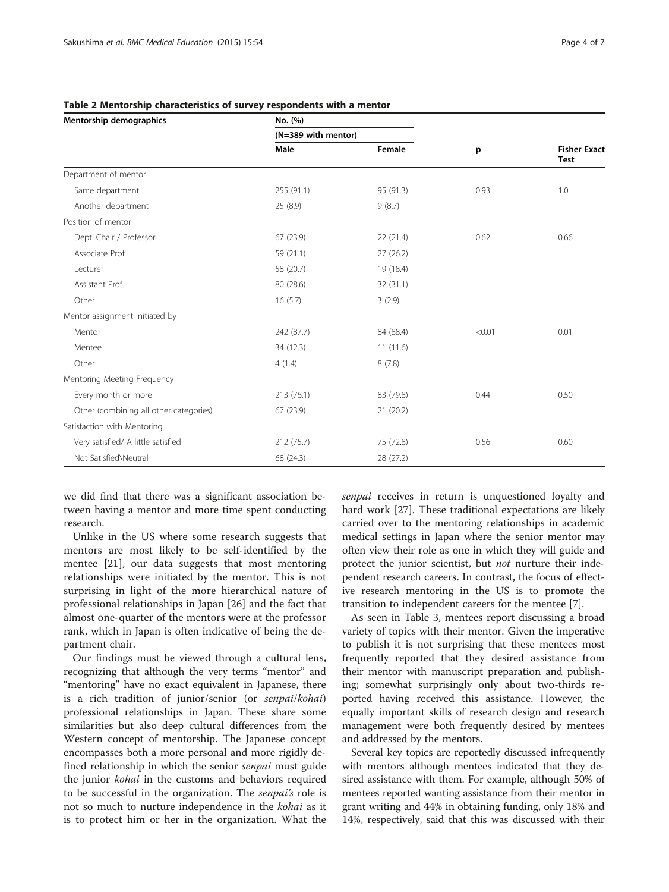**Table 2 Mentorship characteristics of survey respondents with a mentor**

| Mentorship demographics | No. (%) | | p | Fisher Exact Test |
|---|---|---|---|---|
| | (N=389 with mentor) | | | |
| | Male | Female | | |
| Department of mentor | | | | |
| Same department | 255 (91.1) | 95 (91.3) | 0.93 | 1.0 |
| Another department | 25 (8.9) | 9 (8.7) | | |
| Position of mentor | | | | |
| Dept. Chair / Professor | 67 (23.9) | 22 (21.4) | 0.62 | 0.66 |
| Associate Prof. | 59 (21.1) | 27 (26.2) | | |
| Lecturer | 58 (20.7) | 19 (18.4) | | |
| Assistant Prof. | 80 (28.6) | 32 (31.1) | | |
| Other | 16 (5.7) | 3 (2.9) | | |
| Mentor assignment initiated by | | | | |
| Mentor | 242 (87.7) | 84 (88.4) | <0.01 | 0.01 |
| Mentee | 34 (12.3) | 11 (11.6) | | |
| Other | 4 (1.4) | 8 (7.8) | | |
| Mentoring Meeting Frequency | | | | |
| Every month or more | 213 (76.1) | 83 (79.8) | 0.44 | 0.50 |
| Other (combining all other categories) | 67 (23.9) | 21 (20.2) | | |
| Satisfaction with Mentoring | | | | |
| Very satisfied/ A little satisfied | 212 (75.7) | 75 (72.8) | 0.56 | 0.60 |
| Not Satisfied\Neutral | 68 (24.3) | 28 (27.2) | | |

we did find that there was a significant association between having a mentor and more time spent conducting research.

Unlike in the US where some research suggests that mentors are most likely to be self-identified by the mentee [21], our data suggests that most mentoring relationships were initiated by the mentor. This is not surprising in light of the more hierarchical nature of professional relationships in Japan [26] and the fact that almost one-quarter of the mentors were at the professor rank, which in Japan is often indicative of being the department chair.

Our findings must be viewed through a cultural lens, recognizing that although the very terms "mentor" and "mentoring" have no exact equivalent in Japanese, there is a rich tradition of junior/senior (or *senpai*/*kohai*) professional relationships in Japan. These share some similarities but also deep cultural differences from the Western concept of mentorship. The Japanese concept encompasses both a more personal and more rigidly defined relationship in which the senior *senpai* must guide the junior *kohai* in the customs and behaviors required to be successful in the organization. The *senpai's* role is not so much to nurture independence in the *kohai* as it is to protect him or her in the organization. What the *senpai* receives in return is unquestioned loyalty and hard work [27]. These traditional expectations are likely carried over to the mentoring relationships in academic medical settings in Japan where the senior mentor may often view their role as one in which they will guide and protect the junior scientist, but *not* nurture their independent research careers. In contrast, the focus of effective research mentoring in the US is to promote the transition to independent careers for the mentee [7].

As seen in Table 3, mentees report discussing a broad variety of topics with their mentor. Given the imperative to publish it is not surprising that these mentees most frequently reported that they desired assistance from their mentor with manuscript preparation and publishing; somewhat surprisingly only about two-thirds reported having received this assistance. However, the equally important skills of research design and research management were both frequently desired by mentees and addressed by the mentors.

Several key topics are reportedly discussed infrequently with mentors although mentees indicated that they desired assistance with them. For example, although 50% of mentees reported wanting assistance from their mentor in grant writing and 44% in obtaining funding, only 18% and 14%, respectively, said that this was discussed with their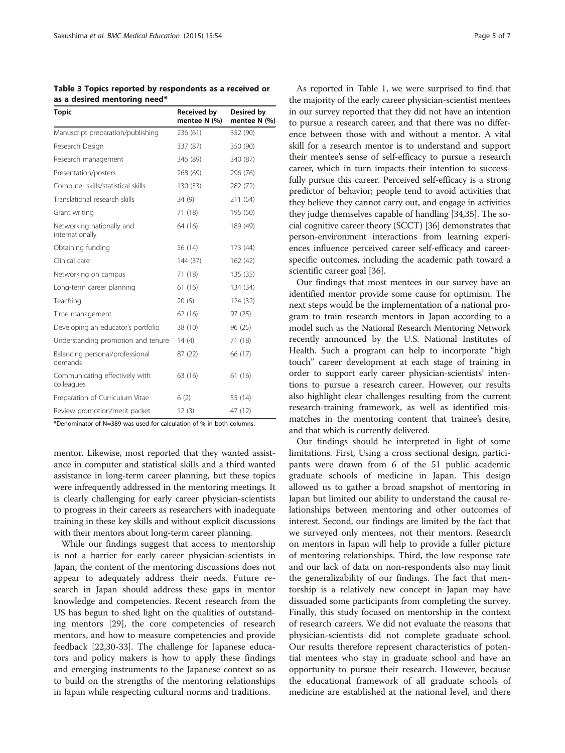**Table 3 Topics reported by respondents as a received or as a desired mentoring need***

| Topic | Received by mentee N (%) | Desired by mentee N (%) |
|---|---|---|
| Manuscript preparation/publishing | 236 (61) | 352 (90) |
| Research Design | 337 (87) | 350 (90) |
| Research management | 346 (89) | 340 (87) |
| Presentation/posters | 268 (69) | 296 (76) |
| Computer skills/statistical skills | 130 (33) | 282 (72) |
| Translational research skills | 34 (9) | 211 (54) |
| Grant writing | 71 (18) | 195 (50) |
| Networking nationally and internationally | 64 (16) | 189 (49) |
| Obtaining funding | 56 (14) | 173 (44) |
| Clinical care | 144 (37) | 162 (42) |
| Networking on campus | 71 (18) | 135 (35) |
| Long-term career planning | 61 (16) | 134 (34) |
| Teaching | 20 (5) | 124 (32) |
| Time management | 62 (16) | 97 (25) |
| Developing an educator's portfolio | 38 (10) | 96 (25) |
| Understanding promotion and tenure | 14 (4) | 71 (18) |
| Balancing personal/professional demands | 87 (22) | 66 (17) |
| Communicating effectively with colleagues | 63 (16) | 61 (16) |
| Preparation of Curriculum Vitae | 6 (2) | 55 (14) |
| Review promotion/merit packet | 12 (3) | 47 (12) |

*Denominator of N=389 was used for calculation of % in both columns.

mentor. Likewise, most reported that they wanted assistance in computer and statistical skills and a third wanted assistance in long-term career planning, but these topics were infrequently addressed in the mentoring meetings. It is clearly challenging for early career physician-scientists to progress in their careers as researchers with inadequate training in these key skills and without explicit discussions with their mentors about long-term career planning.

While our findings suggest that access to mentorship is not a barrier for early career physician-scientists in Japan, the content of the mentoring discussions does not appear to adequately address their needs. Future research in Japan should address these gaps in mentor knowledge and competencies. Recent research from the US has begun to shed light on the qualities of outstanding mentors [29], the core competencies of research mentors, and how to measure competencies and provide feedback [22,30-33]. The challenge for Japanese educators and policy makers is how to apply these findings and emerging instruments to the Japanese context so as to build on the strengths of the mentoring relationships in Japan while respecting cultural norms and traditions.

As reported in Table 1, we were surprised to find that the majority of the early career physician-scientist mentees in our survey reported that they did not have an intention to pursue a research career, and that there was no difference between those with and without a mentor. A vital skill for a research mentor is to understand and support their mentee's sense of self-efficacy to pursue a research career, which in turn impacts their intention to successfully pursue this career. Perceived self-efficacy is a strong predictor of behavior; people tend to avoid activities that they believe they cannot carry out, and engage in activities they judge themselves capable of handling [34,35]. The social cognitive career theory (SCCT) [36] demonstrates that person-environment interactions from learning experiences influence perceived career self-efficacy and career-specific outcomes, including the academic path toward a scientific career goal [36].

Our findings that most mentees in our survey have an identified mentor provide some cause for optimism. The next steps would be the implementation of a national program to train research mentors in Japan according to a model such as the National Research Mentoring Network recently announced by the U.S. National Institutes of Health. Such a program can help to incorporate "high touch" career development at each stage of training in order to support early career physician-scientists' intentions to pursue a research career. However, our results also highlight clear challenges resulting from the current research-training framework, as well as identified mismatches in the mentoring content that trainee's desire, and that which is currently delivered.

Our findings should be interpreted in light of some limitations. First, Using a cross sectional design, participants were drawn from 6 of the 51 public academic graduate schools of medicine in Japan. This design allowed us to gather a broad snapshot of mentoring in Japan but limited our ability to understand the causal relationships between mentoring and other outcomes of interest. Second, our findings are limited by the fact that we surveyed only mentees, not their mentors. Research on mentors in Japan will help to provide a fuller picture of mentoring relationships. Third, the low response rate and our lack of data on non-respondents also may limit the generalizability of our findings. The fact that mentorship is a relatively new concept in Japan may have dissuaded some participants from completing the survey. Finally, this study focused on mentorship in the context of research careers. We did not evaluate the reasons that physician-scientists did not complete graduate school. Our results therefore represent characteristics of potential mentees who stay in graduate school and have an opportunity to pursue their research. However, because the educational framework of all graduate schools of medicine are established at the national level, and there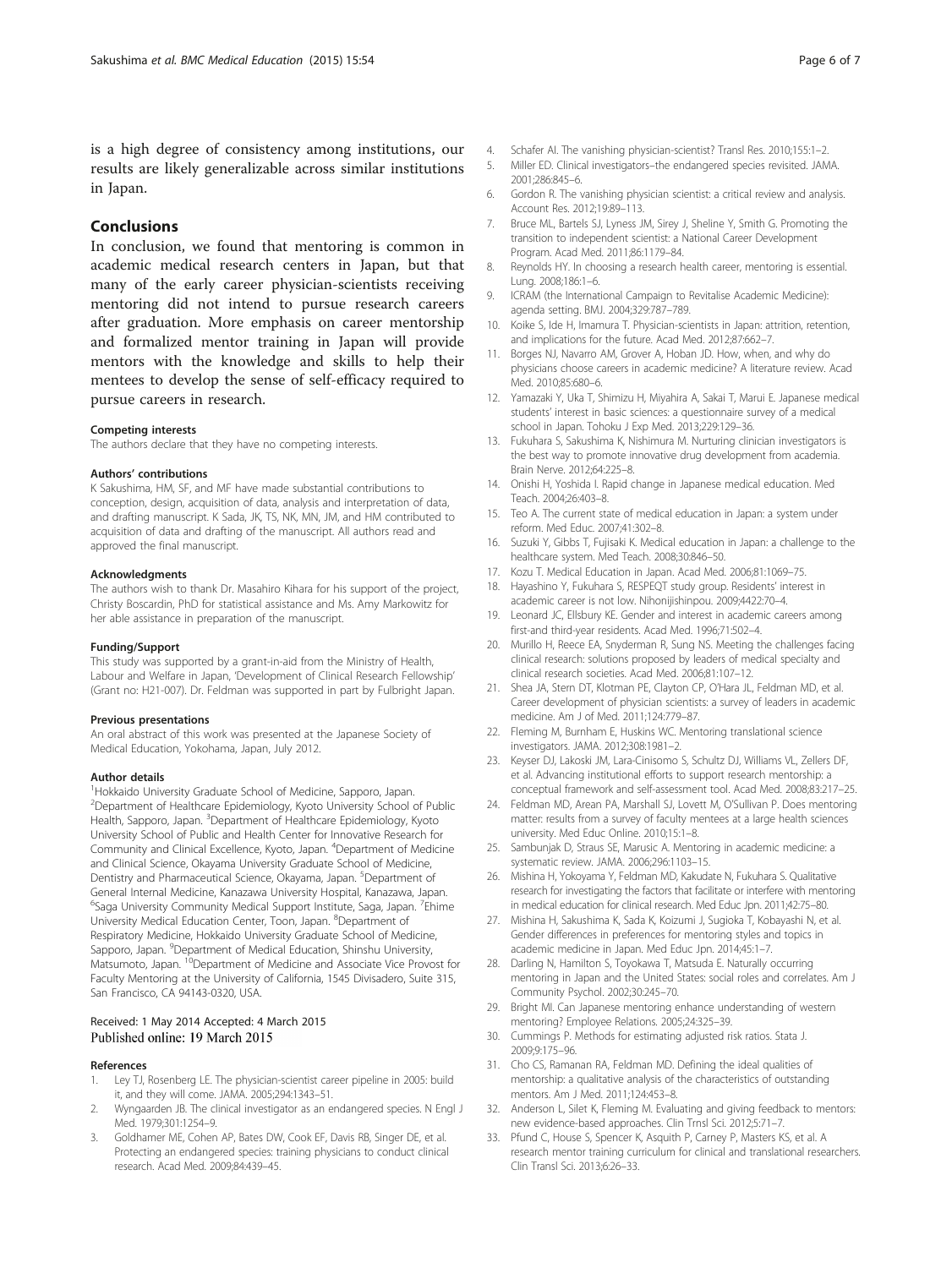is a high degree of consistency among institutions, our results are likely generalizable across similar institutions in Japan.

## Conclusions

In conclusion, we found that mentoring is common in academic medical research centers in Japan, but that many of the early career physician-scientists receiving mentoring did not intend to pursue research careers after graduation. More emphasis on career mentorship and formalized mentor training in Japan will provide mentors with the knowledge and skills to help their mentees to develop the sense of self-efficacy required to pursue careers in research.

#### Competing interests

The authors declare that they have no competing interests.

#### Authors' contributions

K Sakushima, HM, SF, and MF have made substantial contributions to conception, design, acquisition of data, analysis and interpretation of data, and drafting manuscript. K Sada, JK, TS, NK, MN, JM, and HM contributed to acquisition of data and drafting of the manuscript. All authors read and approved the final manuscript.

#### Acknowledgments

The authors wish to thank Dr. Masahiro Kihara for his support of the project, Christy Boscardin, PhD for statistical assistance and Ms. Amy Markowitz for her able assistance in preparation of the manuscript.

#### Funding/Support

This study was supported by a grant-in-aid from the Ministry of Health, Labour and Welfare in Japan, 'Development of Clinical Research Fellowship' (Grant no: H21-007). Dr. Feldman was supported in part by Fulbright Japan.

#### Previous presentations

An oral abstract of this work was presented at the Japanese Society of Medical Education, Yokohama, Japan, July 2012.

#### Author details

[1]Hokkaido University Graduate School of Medicine, Sapporo, Japan. [2]Department of Healthcare Epidemiology, Kyoto University School of Public Health, Sapporo, Japan. [3]Department of Healthcare Epidemiology, Kyoto University School of Public and Health Center for Innovative Research for Community and Clinical Excellence, Kyoto, Japan. [4]Department of Medicine and Clinical Science, Okayama University Graduate School of Medicine, Dentistry and Pharmaceutical Science, Okayama, Japan. [5]Department of General Internal Medicine, Kanazawa University Hospital, Kanazawa, Japan. [6]Saga University Community Medical Support Institute, Saga, Japan. [7]Ehime University Medical Education Center, Toon, Japan. [8]Department of Respiratory Medicine, Hokkaido University Graduate School of Medicine, Sapporo, Japan. [9]Department of Medical Education, Shinshu University, Matsumoto, Japan. [10]Department of Medicine and Associate Vice Provost for Faculty Mentoring at the University of California, 1545 Divisadero, Suite 315, San Francisco, CA 94143-0320, USA.

Received: 1 May 2014 Accepted: 4 March 2015
Published online: 19 March 2015

#### References

1. Ley TJ, Rosenberg LE. The physician-scientist career pipeline in 2005: build it, and they will come. JAMA. 2005;294:1343–51.
2. Wyngaarden JB. The clinical investigator as an endangered species. N Engl J Med. 1979;301:1254–9.
3. Goldhamer ME, Cohen AP, Bates DW, Cook EF, Davis RB, Singer DE, et al. Protecting an endangered species: training physicians to conduct clinical research. Acad Med. 2009;84:439–45.
4. Schafer AI. The vanishing physician-scientist? Transl Res. 2010;155:1–2.
5. Miller ED. Clinical investigators–the endangered species revisited. JAMA. 2001;286:845–6.
6. Gordon R. The vanishing physician scientist: a critical review and analysis. Account Res. 2012;19:89–113.
7. Bruce ML, Bartels SJ, Lyness JM, Sirey J, Sheline Y, Smith G. Promoting the transition to independent scientist: a National Career Development Program. Acad Med. 2011;86:1179–84.
8. Reynolds HY. In choosing a research health career, mentoring is essential. Lung. 2008;186:1–6.
9. ICRAM (the International Campaign to Revitalise Academic Medicine): agenda setting. BMJ. 2004;329:787–789.
10. Koike S, Ide H, Imamura T. Physician-scientists in Japan: attrition, retention, and implications for the future. Acad Med. 2012;87:662–7.
11. Borges NJ, Navarro AM, Grover A, Hoban JD. How, when, and why do physicians choose careers in academic medicine? A literature review. Acad Med. 2010;85:680–6.
12. Yamazaki Y, Uka T, Shimizu H, Miyahira A, Sakai T, Marui E. Japanese medical students' interest in basic sciences: a questionnaire survey of a medical school in Japan. Tohoku J Exp Med. 2013;229:129–36.
13. Fukuhara S, Sakushima K, Nishimura M. Nurturing clinician investigators is the best way to promote innovative drug development from academia. Brain Nerve. 2012;64:225–8.
14. Onishi H, Yoshida I. Rapid change in Japanese medical education. Med Teach. 2004;26:403–8.
15. Teo A. The current state of medical education in Japan: a system under reform. Med Educ. 2007;41:302–8.
16. Suzuki Y, Gibbs T, Fujisaki K. Medical education in Japan: a challenge to the healthcare system. Med Teach. 2008;30:846–50.
17. Kozu T. Medical Education in Japan. Acad Med. 2006;81:1069–75.
18. Hayashino Y, Fukuhara S, RESPEQT study group. Residents' interest in academic career is not low. Nihonijishinpou. 2009;4422:70–4.
19. Leonard JC, Ellsbury KE. Gender and interest in academic careers among first-and third-year residents. Acad Med. 1996;71:502–4.
20. Murillo H, Reece EA, Snyderman R, Sung NS. Meeting the challenges facing clinical research: solutions proposed by leaders of medical specialty and clinical research societies. Acad Med. 2006;81:107–12.
21. Shea JA, Stern DT, Klotman PE, Clayton CP, O'Hara JL, Feldman MD, et al. Career development of physician scientists: a survey of leaders in academic medicine. Am J of Med. 2011;124:779–87.
22. Fleming M, Burnham E, Huskins WC. Mentoring translational science investigators. JAMA. 2012;308:1981–2.
23. Keyser DJ, Lakoski JM, Lara-Cinisomo S, Schultz DJ, Williams VL, Zellers DF, et al. Advancing institutional efforts to support research mentorship: a conceptual framework and self-assessment tool. Acad Med. 2008;83:217–25.
24. Feldman MD, Arean PA, Marshall SJ, Lovett M, O'Sullivan P. Does mentoring matter: results from a survey of faculty mentees at a large health sciences university. Med Educ Online. 2010;15:1–8.
25. Sambunjak D, Straus SE, Marusic A. Mentoring in academic medicine: a systematic review. JAMA. 2006;296:1103–15.
26. Mishina H, Yokoyama Y, Feldman MD, Kakudate N, Fukuhara S. Qualitative research for investigating the factors that facilitate or interfere with mentoring in medical education for clinical research. Med Educ Jpn. 2011;42:75–80.
27. Mishina H, Sakushima K, Sada K, Koizumi J, Sugioka T, Kobayashi N, et al. Gender differences in preferences for mentoring styles and topics in academic medicine in Japan. Med Educ Jpn. 2014;45:1–7.
28. Darling N, Hamilton S, Toyokawa T, Matsuda E. Naturally occurring mentoring in Japan and the United States: social roles and correlates. Am J Community Psychol. 2002;30:245–70.
29. Bright MI. Can Japanese mentoring enhance understanding of western mentoring? Employee Relations. 2005;24:325–39.
30. Cummings P. Methods for estimating adjusted risk ratios. Stata J. 2009;9:175–96.
31. Cho CS, Ramanan RA, Feldman MD. Defining the ideal qualities of mentorship: a qualitative analysis of the characteristics of outstanding mentors. Am J Med. 2011;124:453–8.
32. Anderson L, Silet K, Fleming M. Evaluating and giving feedback to mentors: new evidence-based approaches. Clin Trnsl Sci. 2012;5:71–7.
33. Pfund C, House S, Spencer K, Asquith P, Carney P, Masters KS, et al. A research mentor training curriculum for clinical and translational researchers. Clin Transl Sci. 2013;6:26–33.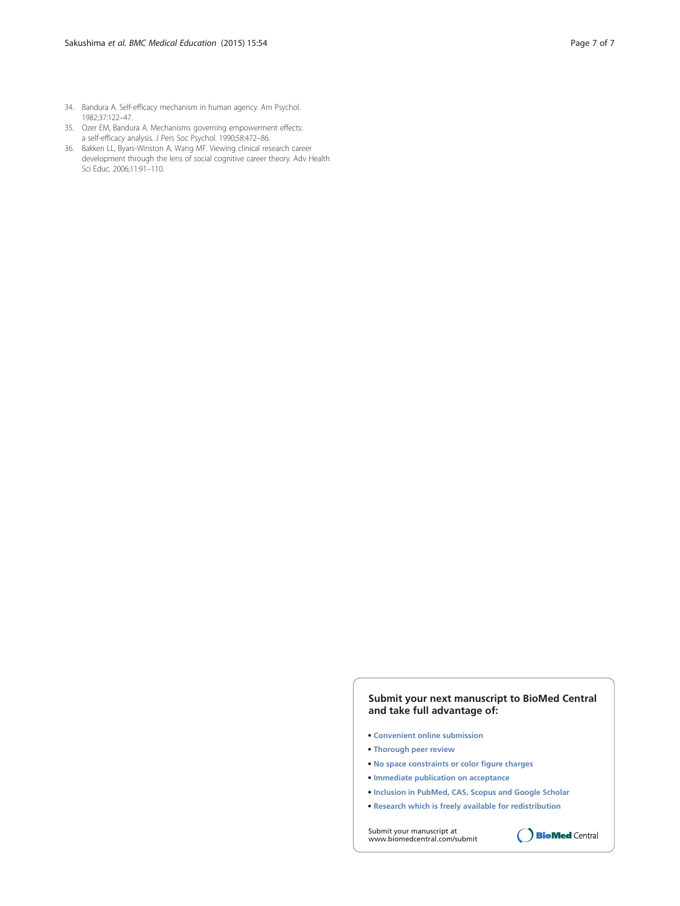34. Bandura A. Self-efficacy mechanism in human agency. Am Psychol. 1982;37:122–47.
35. Ozer EM, Bandura A. Mechanisms governing empowerment effects: a self-efficacy analysis. J Pers Soc Psychol. 1990;58:472–86.
36. Bakken LL, Byars-Winston A, Wang MF. Viewing clinical research career development through the lens of social cognitive career theory. Adv Health Sci Educ. 2006;11:91–110.

**Submit your next manuscript to BioMed Central and take full advantage of:**

- **Convenient online submission**
- **Thorough peer review**
- **No space constraints or color figure charges**
- **Immediate publication on acceptance**
- **Inclusion in PubMed, CAS, Scopus and Google Scholar**
- **Research which is freely available for redistribution**

Submit your manuscript at www.biomedcentral.com/submit

BioMed Central